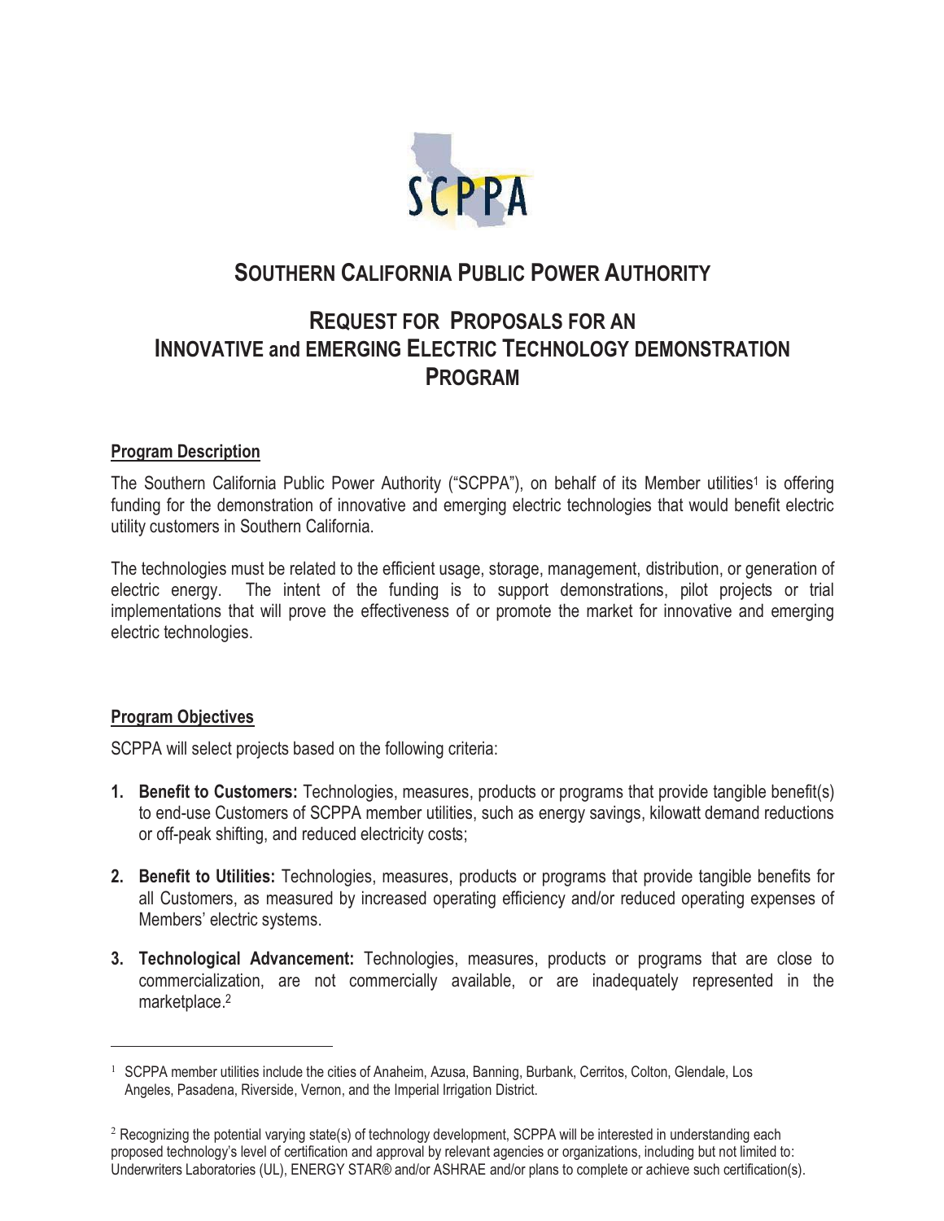# SOUTHERN CALIFORNIA PUBLIC POWER AUTHORITY

## REQUEST FOR PROPOSALS FOR AN INNOVATIVE and EMERGING ELECTRIC TECHNOLOGY DEMONSTRATION PROGRAM

**Program Description**

The Southern California Public Power Authority ("SCPPA"), on behalf of its Member utilities[1] is offering funding for the demonstration of innovative and emerging electric technologies that would benefit electric utility customers in Southern California.

The technologies must be related to the efficient usage, storage, management, distribution, or generation of electric energy. The intent of the funding is to support demonstrations, pilot projects or trial implementations that will prove the effectiveness of or promote the market for innovative and emerging electric technologies.

**Program Objectives**

SCPPA will select projects based on the following criteria:

1. **Benefit to Customers:** Technologies, measures, products or programs that provide tangible benefit(s) to end-use Customers of SCPPA member utilities, such as energy savings, kilowatt demand reductions or off-peak shifting, and reduced electricity costs;
2. **Benefit to Utilities:** Technologies, measures, products or programs that provide tangible benefits for all Customers, as measured by increased operating efficiency and/or reduced operating expenses of Members' electric systems.
3. **Technological Advancement:** Technologies, measures, products or programs that are close to commercialization, are not commercially available, or are inadequately represented in the marketplace.[2]

---

[1] SCPPA member utilities include the cities of Anaheim, Azusa, Banning, Burbank, Cerritos, Colton, Glendale, Los Angeles, Pasadena, Riverside, Vernon, and the Imperial Irrigation District.

[2] Recognizing the potential varying state(s) of technology development, SCPPA will be interested in understanding each proposed technology's level of certification and approval by relevant agencies or organizations, including but not limited to: Underwriters Laboratories (UL), ENERGY STAR® and/or ASHRAE and/or plans to complete or achieve such certification(s).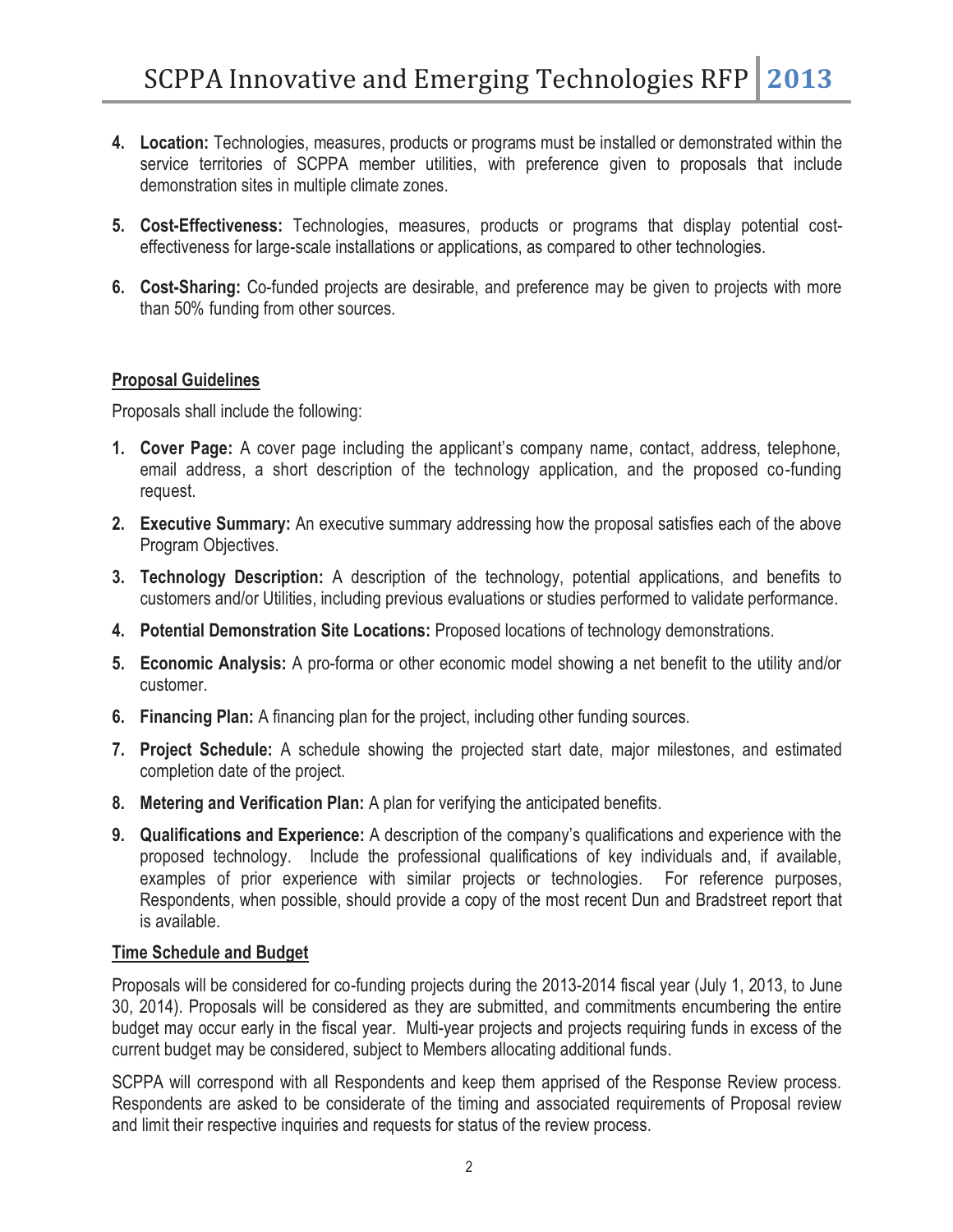4. **Location:** Technologies, measures, products or programs must be installed or demonstrated within the service territories of SCPPA member utilities, with preference given to proposals that include demonstration sites in multiple climate zones.

5. **Cost-Effectiveness:** Technologies, measures, products or programs that display potential cost-effectiveness for large-scale installations or applications, as compared to other technologies.

6. **Cost-Sharing:** Co-funded projects are desirable, and preference may be given to projects with more than 50% funding from other sources.

## Proposal Guidelines

Proposals shall include the following:

1. **Cover Page:** A cover page including the applicant's company name, contact, address, telephone, email address, a short description of the technology application, and the proposed co-funding request.

2. **Executive Summary:** An executive summary addressing how the proposal satisfies each of the above Program Objectives.

3. **Technology Description:** A description of the technology, potential applications, and benefits to customers and/or Utilities, including previous evaluations or studies performed to validate performance.

4. **Potential Demonstration Site Locations:** Proposed locations of technology demonstrations.

5. **Economic Analysis:** A pro-forma or other economic model showing a net benefit to the utility and/or customer.

6. **Financing Plan:** A financing plan for the project, including other funding sources.

7. **Project Schedule:** A schedule showing the projected start date, major milestones, and estimated completion date of the project.

8. **Metering and Verification Plan:** A plan for verifying the anticipated benefits.

9. **Qualifications and Experience:** A description of the company's qualifications and experience with the proposed technology. Include the professional qualifications of key individuals and, if available, examples of prior experience with similar projects or technologies. For reference purposes, Respondents, when possible, should provide a copy of the most recent Dun and Bradstreet report that is available.

## Time Schedule and Budget

Proposals will be considered for co-funding projects during the 2013-2014 fiscal year (July 1, 2013, to June 30, 2014). Proposals will be considered as they are submitted, and commitments encumbering the entire budget may occur early in the fiscal year. Multi-year projects and projects requiring funds in excess of the current budget may be considered, subject to Members allocating additional funds.

SCPPA will correspond with all Respondents and keep them apprised of the Response Review process. Respondents are asked to be considerate of the timing and associated requirements of Proposal review and limit their respective inquiries and requests for status of the review process.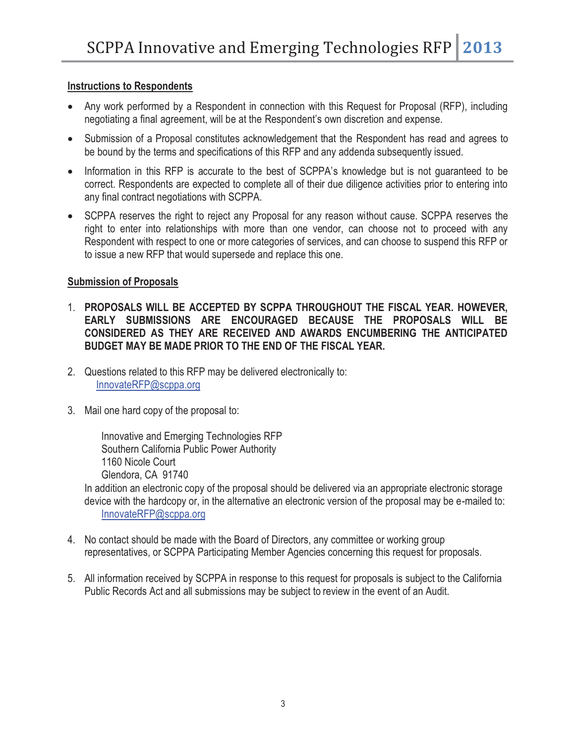## Instructions to Respondents

- Any work performed by a Respondent in connection with this Request for Proposal (RFP), including negotiating a final agreement, will be at the Respondent's own discretion and expense.
- Submission of a Proposal constitutes acknowledgement that the Respondent has read and agrees to be bound by the terms and specifications of this RFP and any addenda subsequently issued.
- Information in this RFP is accurate to the best of SCPPA's knowledge but is not guaranteed to be correct. Respondents are expected to complete all of their due diligence activities prior to entering into any final contract negotiations with SCPPA.
- SCPPA reserves the right to reject any Proposal for any reason without cause. SCPPA reserves the right to enter into relationships with more than one vendor, can choose not to proceed with any Respondent with respect to one or more categories of services, and can choose to suspend this RFP or to issue a new RFP that would supersede and replace this one.

## Submission of Proposals

1. **PROPOSALS WILL BE ACCEPTED BY SCPPA THROUGHOUT THE FISCAL YEAR. HOWEVER, EARLY SUBMISSIONS ARE ENCOURAGED BECAUSE THE PROPOSALS WILL BE CONSIDERED AS THEY ARE RECEIVED AND AWARDS ENCUMBERING THE ANTICIPATED BUDGET MAY BE MADE PRIOR TO THE END OF THE FISCAL YEAR.**

2. Questions related to this RFP may be delivered electronically to:
   InnovateRFP@scppa.org

3. Mail one hard copy of the proposal to:

   Innovative and Emerging Technologies RFP
   Southern California Public Power Authority
   1160 Nicole Court
   Glendora, CA 91740

   In addition an electronic copy of the proposal should be delivered via an appropriate electronic storage device with the hardcopy or, in the alternative an electronic version of the proposal may be e-mailed to:
   InnovateRFP@scppa.org

4. No contact should be made with the Board of Directors, any committee or working group representatives, or SCPPA Participating Member Agencies concerning this request for proposals.

5. All information received by SCPPA in response to this request for proposals is subject to the California Public Records Act and all submissions may be subject to review in the event of an Audit.